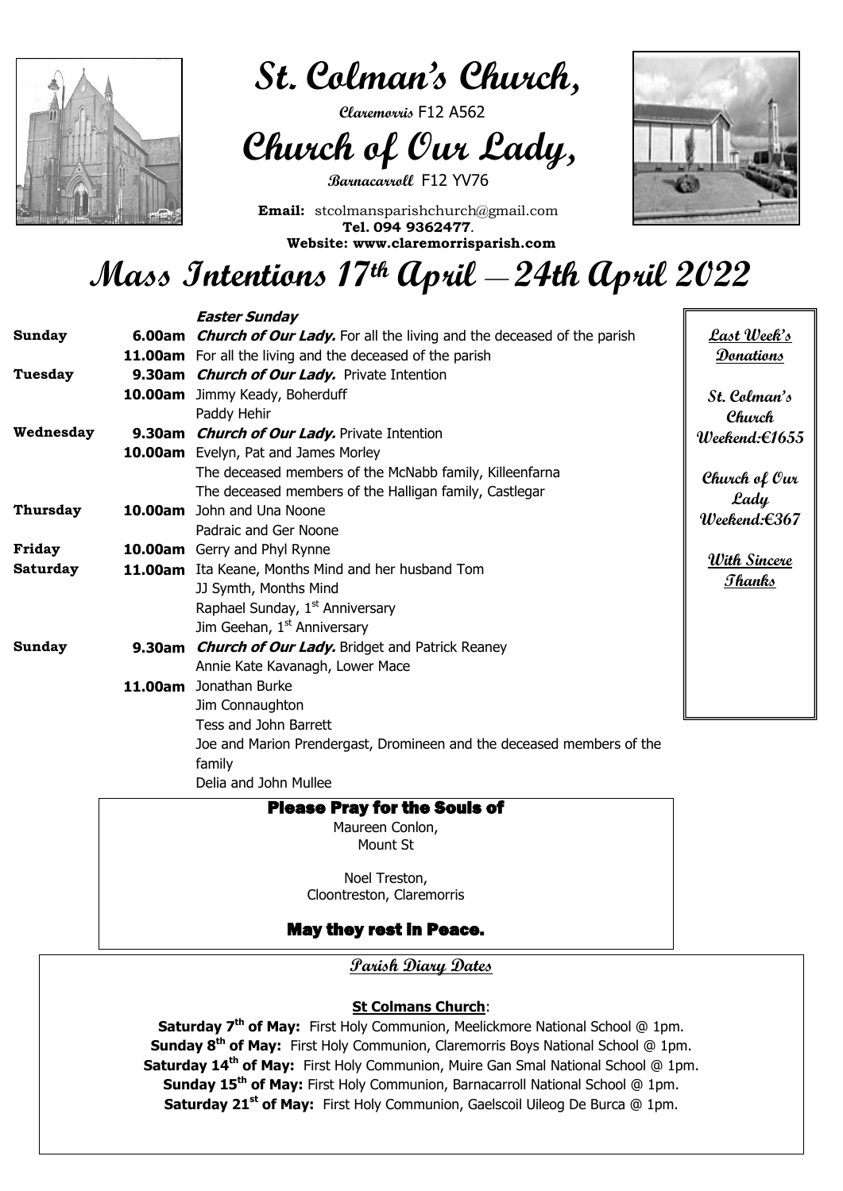# St. Colman's Church,

**Claremorris** F12 A562

# Church of Our Lady,

**Barnacarroll** F12 YV76

**Email:** stcolmansparishchurch@gmail.com
**Tel. 094 9362477**.
**Website: www.claremorrisparish.com**

# Mass Intentions 17th April — 24th April 2022

| | | ***Easter Sunday*** |
|---|---|---|
| **Sunday** | **6.00am** | ***Church of Our Lady.*** For all the living and the deceased of the parish |
| | **11.00am** | For all the living and the deceased of the parish |
| **Tuesday** | **9.30am** | ***Church of Our Lady.*** Private Intention |
| | **10.00am** | Jimmy Keady, Boherduff |
| | | Paddy Hehir |
| **Wednesday** | **9.30am** | ***Church of Our Lady.*** Private Intention |
| | **10.00am** | Evelyn, Pat and James Morley |
| | | The deceased members of the McNabb family, Killeenfarna |
| | | The deceased members of the Halligan family, Castlegar |
| **Thursday** | **10.00am** | John and Una Noone |
| | | Padraic and Ger Noone |
| **Friday** | **10.00am** | Gerry and Phyl Rynne |
| **Saturday** | **11.00am** | Ita Keane, Months Mind and her husband Tom |
| | | JJ Symth, Months Mind |
| | | Raphael Sunday, 1st Anniversary |
| | | Jim Geehan, 1st Anniversary |
| **Sunday** | **9.30am** | ***Church of Our Lady.*** Bridget and Patrick Reaney |
| | | Annie Kate Kavanagh, Lower Mace |
| | **11.00am** | Jonathan Burke |
| | | Jim Connaughton |
| | | Tess and John Barrett |
| | | Joe and Marion Prendergast, Dromineen and the deceased members of the family |
| | | Delia and John Mullee |

**Last Week's Donations**

**St. Colman's Church Weekend:€1655**

**Church of Our Lady Weekend:€367**

**With Sincere Thanks**

### Please Pray for the Souls of

Maureen Conlon,
Mount St

Noel Treston,
Cloontreston, Claremorris

### May they rest in Peace.

## Parish Diary Dates

**St Colmans Church**:

**Saturday 7th of May:** First Holy Communion, Meelickmore National School @ 1pm.
**Sunday 8th of May:** First Holy Communion, Claremorris Boys National School @ 1pm.
**Saturday 14th of May:** First Holy Communion, Muire Gan Smal National School @ 1pm.
**Sunday 15th of May:** First Holy Communion, Barnacarroll National School @ 1pm.
**Saturday 21st of May:** First Holy Communion, Gaelscoil Uileog De Burca @ 1pm.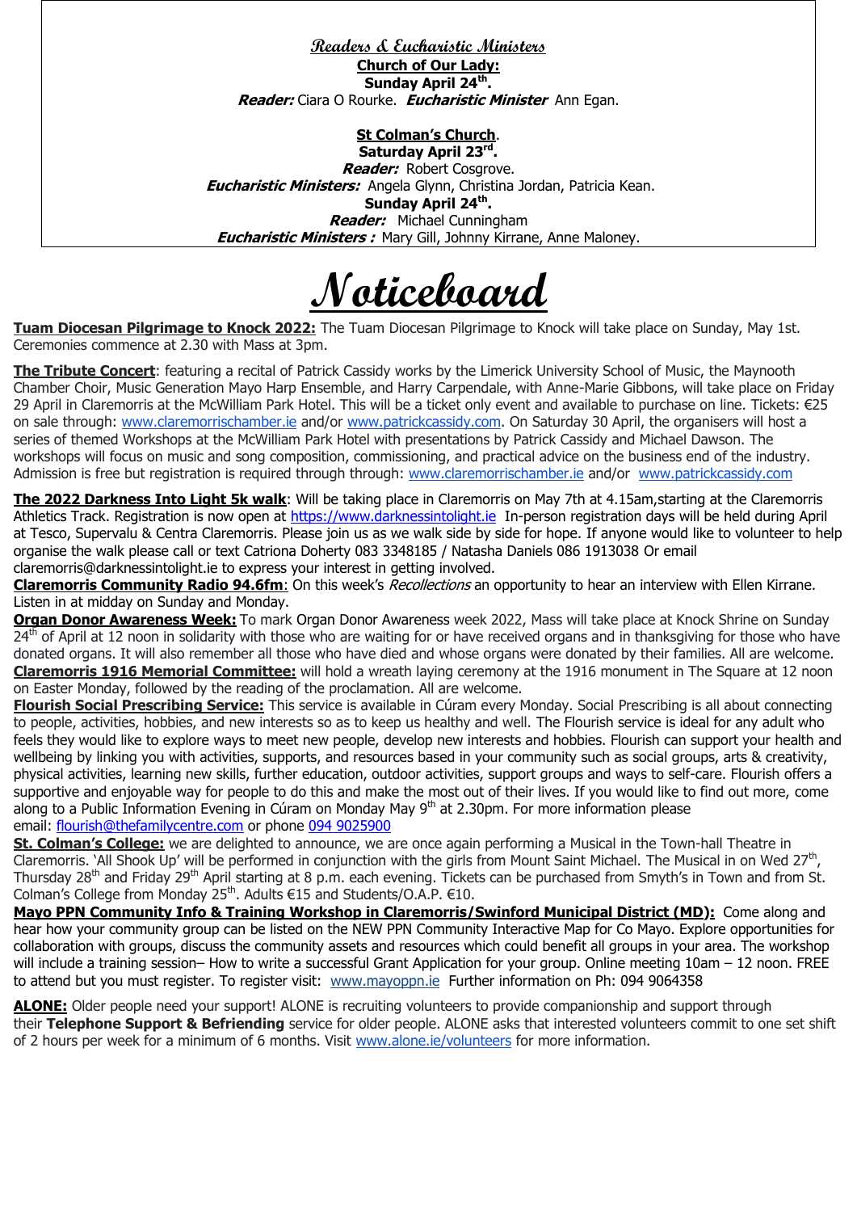**Readers & Eucharistic Ministers**

**Church of Our Lady:**

**Sunday April 24th.**

***Reader:*** Ciara O Rourke. ***Eucharistic Minister*** Ann Egan.

**St Colman's Church.**

**Saturday April 23rd.**

***Reader:*** Robert Cosgrove.

***Eucharistic Ministers:*** Angela Glynn, Christina Jordan, Patricia Kean.

**Sunday April 24th.**

***Reader:*** Michael Cunningham

***Eucharistic Ministers :*** Mary Gill, Johnny Kirrane, Anne Maloney.

# Noticeboard

**Tuam Diocesan Pilgrimage to Knock 2022:** The Tuam Diocesan Pilgrimage to Knock will take place on Sunday, May 1st. Ceremonies commence at 2.30 with Mass at 3pm.

**The Tribute Concert**: featuring a recital of Patrick Cassidy works by the Limerick University School of Music, the Maynooth Chamber Choir, Music Generation Mayo Harp Ensemble, and Harry Carpendale, with Anne-Marie Gibbons, will take place on Friday 29 April in Claremorris at the McWilliam Park Hotel. This will be a ticket only event and available to purchase on line. Tickets: €25 on sale through: www.claremorrischamber.ie and/or www.patrickcassidy.com. On Saturday 30 April, the organisers will host a series of themed Workshops at the McWilliam Park Hotel with presentations by Patrick Cassidy and Michael Dawson. The workshops will focus on music and song composition, commissioning, and practical advice on the business end of the industry. Admission is free but registration is required through through: www.claremorrischamber.ie and/or www.patrickcassidy.com

**The 2022 Darkness Into Light 5k walk**: Will be taking place in Claremorris on May 7th at 4.15am,starting at the Claremorris Athletics Track. Registration is now open at https://www.darknessintolight.ie In-person registration days will be held during April at Tesco, Supervalu & Centra Claremorris. Please join us as we walk side by side for hope. If anyone would like to volunteer to help organise the walk please call or text Catriona Doherty 083 3348185 / Natasha Daniels 086 1913038 Or email claremorris@darknessintolight.ie to express your interest in getting involved.

**Claremorris Community Radio 94.6fm**: On this week's *Recollections* an opportunity to hear an interview with Ellen Kirrane. Listen in at midday on Sunday and Monday.

**Organ Donor Awareness Week:** To mark Organ Donor Awareness week 2022, Mass will take place at Knock Shrine on Sunday 24th of April at 12 noon in solidarity with those who are waiting for or have received organs and in thanksgiving for those who have donated organs. It will also remember all those who have died and whose organs were donated by their families. All are welcome.

**Claremorris 1916 Memorial Committee:** will hold a wreath laying ceremony at the 1916 monument in The Square at 12 noon on Easter Monday, followed by the reading of the proclamation. All are welcome.

**Flourish Social Prescribing Service:** This service is available in Cúram every Monday. Social Prescribing is all about connecting to people, activities, hobbies, and new interests so as to keep us healthy and well. The Flourish service is ideal for any adult who feels they would like to explore ways to meet new people, develop new interests and hobbies. Flourish can support your health and wellbeing by linking you with activities, supports, and resources based in your community such as social groups, arts & creativity, physical activities, learning new skills, further education, outdoor activities, support groups and ways to self-care. Flourish offers a supportive and enjoyable way for people to do this and make the most out of their lives. If you would like to find out more, come along to a Public Information Evening in Cúram on Monday May 9th at 2.30pm. For more information please email: flourish@thefamilycentre.com or phone 094 9025900

**St. Colman's College:** we are delighted to announce, we are once again performing a Musical in the Town-hall Theatre in Claremorris. 'All Shook Up' will be performed in conjunction with the girls from Mount Saint Michael. The Musical in on Wed 27th, Thursday 28th and Friday 29th April starting at 8 p.m. each evening. Tickets can be purchased from Smyth's in Town and from St. Colman's College from Monday 25th. Adults €15 and Students/O.A.P. €10.

**Mayo PPN Community Info & Training Workshop in Claremorris/Swinford Municipal District (MD):** Come along and hear how your community group can be listed on the NEW PPN Community Interactive Map for Co Mayo. Explore opportunities for collaboration with groups, discuss the community assets and resources which could benefit all groups in your area. The workshop will include a training session– How to write a successful Grant Application for your group. Online meeting 10am – 12 noon. FREE to attend but you must register. To register visit: www.mayoppn.ie Further information on Ph: 094 9064358

**ALONE:** Older people need your support! ALONE is recruiting volunteers to provide companionship and support through their **Telephone Support & Befriending** service for older people. ALONE asks that interested volunteers commit to one set shift of 2 hours per week for a minimum of 6 months. Visit www.alone.ie/volunteers for more information.